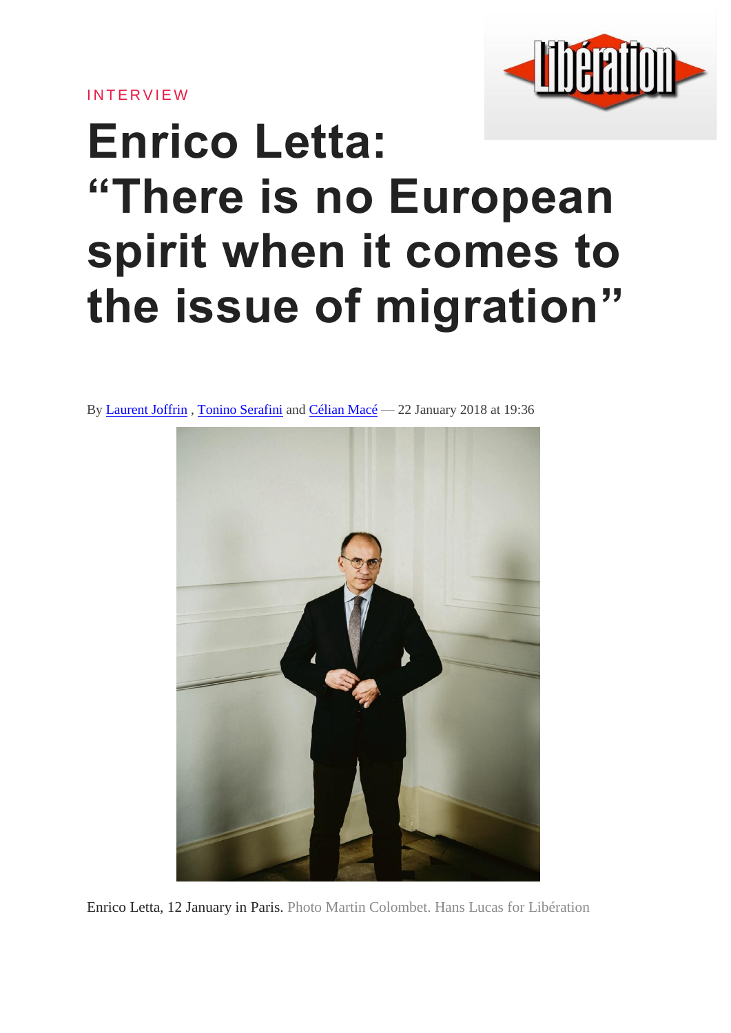INTERVIEW

# Enrico Letta: "There is no European spirit when it comes to the issue of migration"

By [Laurent Joffrin](), [Tonino Serafini]() and [Célian Macé]() — 22 January 2018 at 19:36

Enrico Letta, 12 January in Paris. Photo Martin Colombet. Hans Lucas for Libération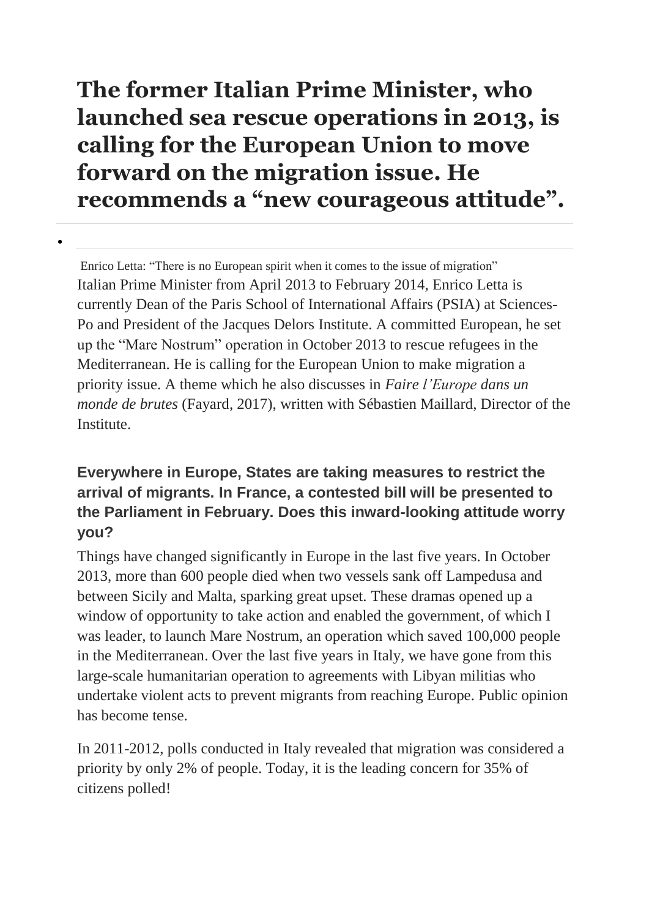# The former Italian Prime Minister, who launched sea rescue operations in 2013, is calling for the European Union to move forward on the migration issue. He recommends a "new courageous attitude".

Enrico Letta: "There is no European spirit when it comes to the issue of migration"

Italian Prime Minister from April 2013 to February 2014, Enrico Letta is currently Dean of the Paris School of International Affairs (PSIA) at Sciences-Po and President of the Jacques Delors Institute. A committed European, he set up the "Mare Nostrum" operation in October 2013 to rescue refugees in the Mediterranean. He is calling for the European Union to make migration a priority issue. A theme which he also discusses in *Faire l'Europe dans un monde de brutes* (Fayard, 2017), written with Sébastien Maillard, Director of the Institute.

### Everywhere in Europe, States are taking measures to restrict the arrival of migrants. In France, a contested bill will be presented to the Parliament in February. Does this inward-looking attitude worry you?

Things have changed significantly in Europe in the last five years. In October 2013, more than 600 people died when two vessels sank off Lampedusa and between Sicily and Malta, sparking great upset. These dramas opened up a window of opportunity to take action and enabled the government, of which I was leader, to launch Mare Nostrum, an operation which saved 100,000 people in the Mediterranean. Over the last five years in Italy, we have gone from this large-scale humanitarian operation to agreements with Libyan militias who undertake violent acts to prevent migrants from reaching Europe. Public opinion has become tense.

In 2011-2012, polls conducted in Italy revealed that migration was considered a priority by only 2% of people. Today, it is the leading concern for 35% of citizens polled!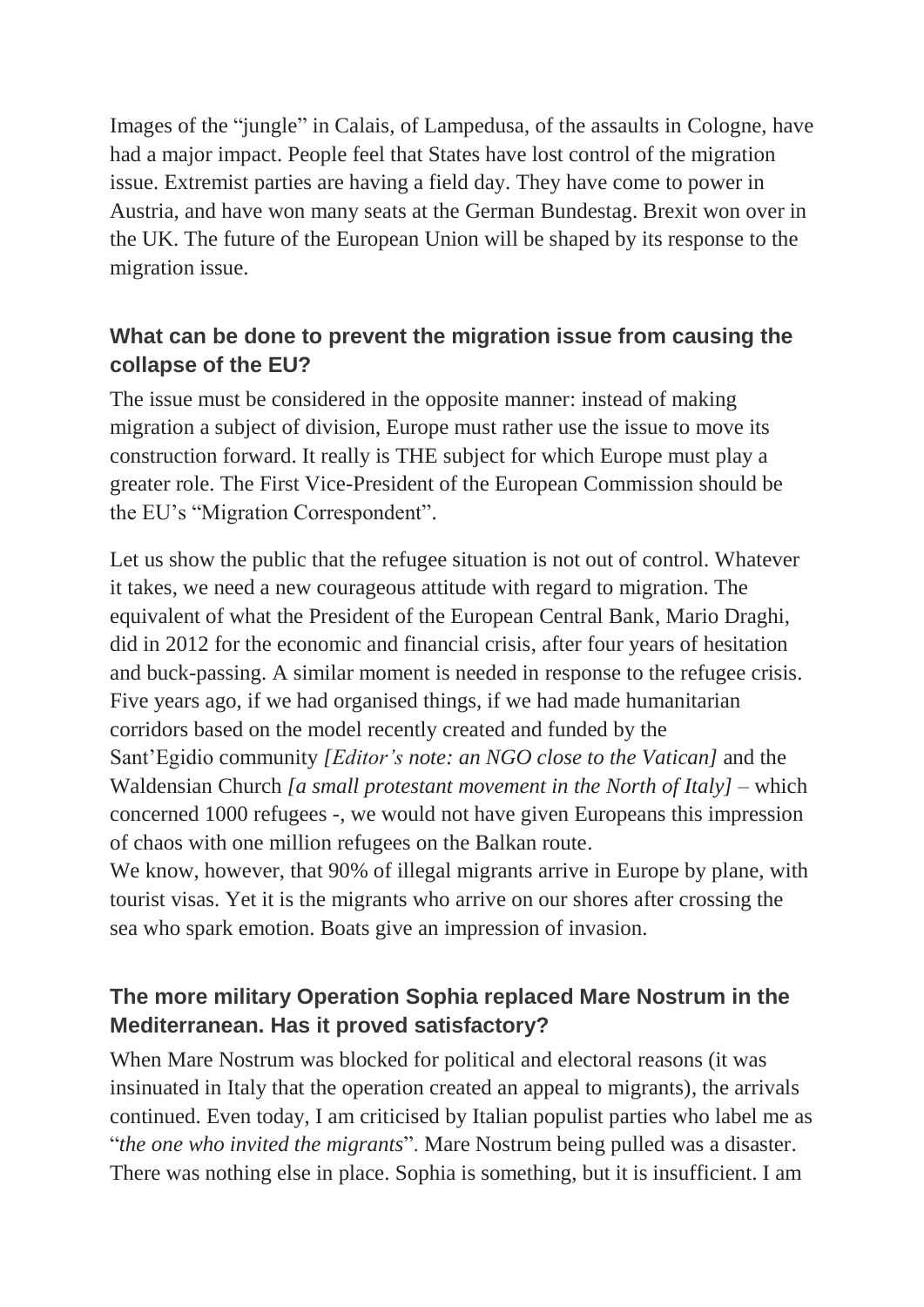Images of the "jungle" in Calais, of Lampedusa, of the assaults in Cologne, have had a major impact. People feel that States have lost control of the migration issue. Extremist parties are having a field day. They have come to power in Austria, and have won many seats at the German Bundestag. Brexit won over in the UK. The future of the European Union will be shaped by its response to the migration issue.

### What can be done to prevent the migration issue from causing the collapse of the EU?

The issue must be considered in the opposite manner: instead of making migration a subject of division, Europe must rather use the issue to move its construction forward. It really is THE subject for which Europe must play a greater role. The First Vice-President of the European Commission should be the EU's "Migration Correspondent".

Let us show the public that the refugee situation is not out of control. Whatever it takes, we need a new courageous attitude with regard to migration. The equivalent of what the President of the European Central Bank, Mario Draghi, did in 2012 for the economic and financial crisis, after four years of hesitation and buck-passing. A similar moment is needed in response to the refugee crisis. Five years ago, if we had organised things, if we had made humanitarian corridors based on the model recently created and funded by the Sant'Egidio community *[Editor's note: an NGO close to the Vatican]* and the Waldensian Church *[a small protestant movement in the North of Italy]* – which concerned 1000 refugees -, we would not have given Europeans this impression of chaos with one million refugees on the Balkan route.
We know, however, that 90% of illegal migrants arrive in Europe by plane, with tourist visas. Yet it is the migrants who arrive on our shores after crossing the sea who spark emotion. Boats give an impression of invasion.

### The more military Operation Sophia replaced Mare Nostrum in the Mediterranean. Has it proved satisfactory?

When Mare Nostrum was blocked for political and electoral reasons (it was insinuated in Italy that the operation created an appeal to migrants), the arrivals continued. Even today, I am criticised by Italian populist parties who label me as "*the one who invited the migrants*". Mare Nostrum being pulled was a disaster. There was nothing else in place. Sophia is something, but it is insufficient. I am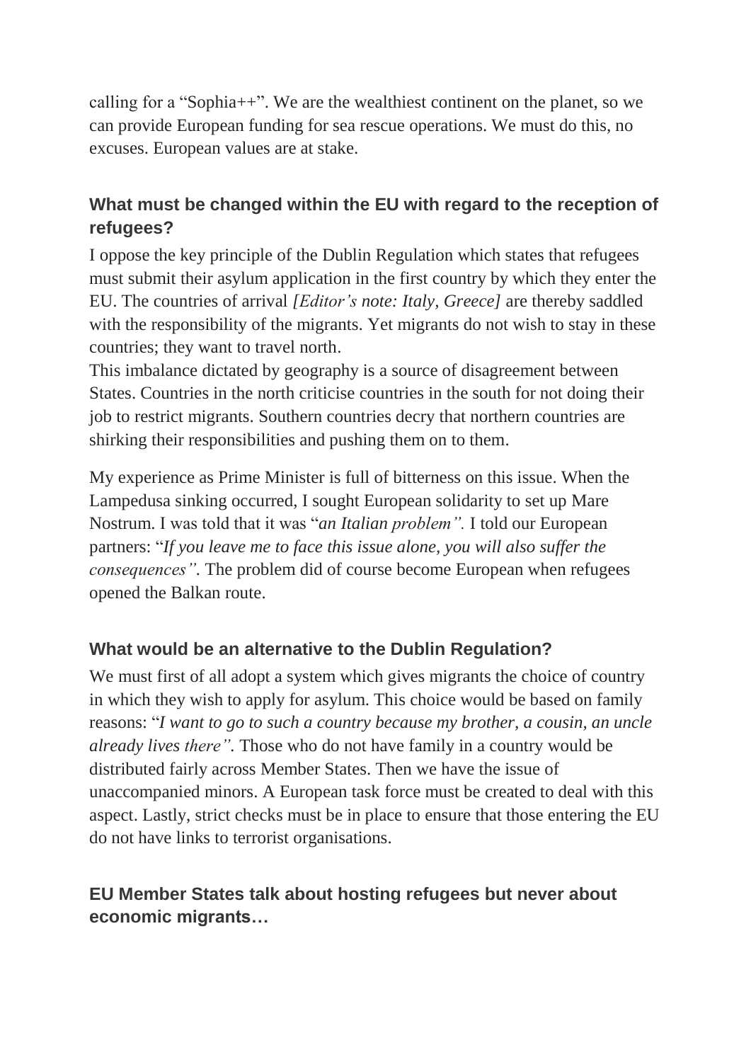calling for a "Sophia++". We are the wealthiest continent on the planet, so we can provide European funding for sea rescue operations. We must do this, no excuses. European values are at stake.

### What must be changed within the EU with regard to the reception of refugees?

I oppose the key principle of the Dublin Regulation which states that refugees must submit their asylum application in the first country by which they enter the EU. The countries of arrival *[Editor's note: Italy, Greece]* are thereby saddled with the responsibility of the migrants. Yet migrants do not wish to stay in these countries; they want to travel north.
This imbalance dictated by geography is a source of disagreement between States. Countries in the north criticise countries in the south for not doing their job to restrict migrants. Southern countries decry that northern countries are shirking their responsibilities and pushing them on to them.

My experience as Prime Minister is full of bitterness on this issue. When the Lampedusa sinking occurred, I sought European solidarity to set up Mare Nostrum. I was told that it was "*an Italian problem".* I told our European partners: "*If you leave me to face this issue alone, you will also suffer the consequences".* The problem did of course become European when refugees opened the Balkan route.

### What would be an alternative to the Dublin Regulation?

We must first of all adopt a system which gives migrants the choice of country in which they wish to apply for asylum. This choice would be based on family reasons: "*I want to go to such a country because my brother, a cousin, an uncle already lives there".* Those who do not have family in a country would be distributed fairly across Member States. Then we have the issue of unaccompanied minors. A European task force must be created to deal with this aspect. Lastly, strict checks must be in place to ensure that those entering the EU do not have links to terrorist organisations.

### EU Member States talk about hosting refugees but never about economic migrants…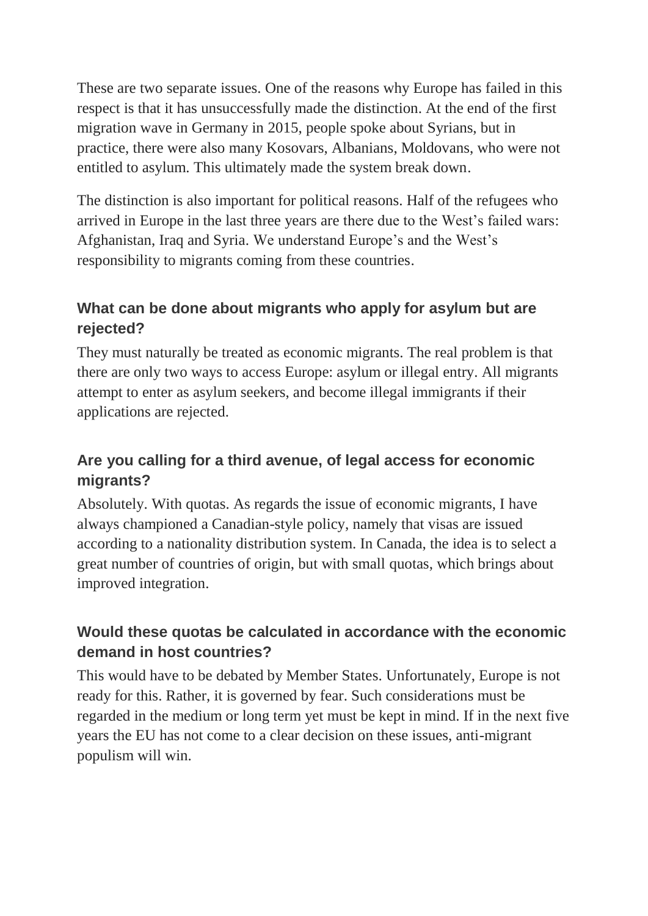These are two separate issues. One of the reasons why Europe has failed in this respect is that it has unsuccessfully made the distinction. At the end of the first migration wave in Germany in 2015, people spoke about Syrians, but in practice, there were also many Kosovars, Albanians, Moldovans, who were not entitled to asylum. This ultimately made the system break down.

The distinction is also important for political reasons. Half of the refugees who arrived in Europe in the last three years are there due to the West's failed wars: Afghanistan, Iraq and Syria. We understand Europe's and the West's responsibility to migrants coming from these countries.

### What can be done about migrants who apply for asylum but are rejected?

They must naturally be treated as economic migrants. The real problem is that there are only two ways to access Europe: asylum or illegal entry. All migrants attempt to enter as asylum seekers, and become illegal immigrants if their applications are rejected.

### Are you calling for a third avenue, of legal access for economic migrants?

Absolutely. With quotas. As regards the issue of economic migrants, I have always championed a Canadian-style policy, namely that visas are issued according to a nationality distribution system. In Canada, the idea is to select a great number of countries of origin, but with small quotas, which brings about improved integration.

### Would these quotas be calculated in accordance with the economic demand in host countries?

This would have to be debated by Member States. Unfortunately, Europe is not ready for this. Rather, it is governed by fear. Such considerations must be regarded in the medium or long term yet must be kept in mind. If in the next five years the EU has not come to a clear decision on these issues, anti-migrant populism will win.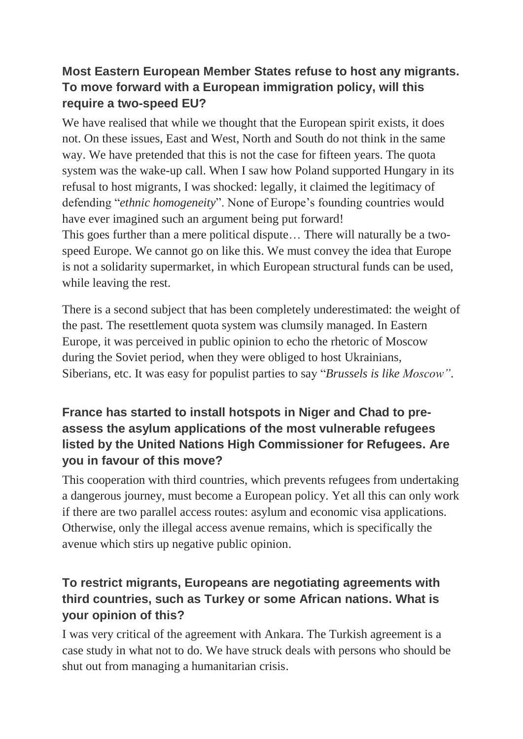**Most Eastern European Member States refuse to host any migrants. To move forward with a European immigration policy, will this require a two-speed EU?**

We have realised that while we thought that the European spirit exists, it does not. On these issues, East and West, North and South do not think in the same way. We have pretended that this is not the case for fifteen years. The quota system was the wake-up call. When I saw how Poland supported Hungary in its refusal to host migrants, I was shocked: legally, it claimed the legitimacy of defending "*ethnic homogeneity*". None of Europe's founding countries would have ever imagined such an argument being put forward!
This goes further than a mere political dispute… There will naturally be a two-speed Europe. We cannot go on like this. We must convey the idea that Europe is not a solidarity supermarket, in which European structural funds can be used, while leaving the rest.

There is a second subject that has been completely underestimated: the weight of the past. The resettlement quota system was clumsily managed. In Eastern Europe, it was perceived in public opinion to echo the rhetoric of Moscow during the Soviet period, when they were obliged to host Ukrainians, Siberians, etc. It was easy for populist parties to say "*Brussels is like Moscow"*.

**France has started to install hotspots in Niger and Chad to pre-assess the asylum applications of the most vulnerable refugees listed by the United Nations High Commissioner for Refugees. Are you in favour of this move?**

This cooperation with third countries, which prevents refugees from undertaking a dangerous journey, must become a European policy. Yet all this can only work if there are two parallel access routes: asylum and economic visa applications. Otherwise, only the illegal access avenue remains, which is specifically the avenue which stirs up negative public opinion.

**To restrict migrants, Europeans are negotiating agreements with third countries, such as Turkey or some African nations. What is your opinion of this?**

I was very critical of the agreement with Ankara. The Turkish agreement is a case study in what not to do. We have struck deals with persons who should be shut out from managing a humanitarian crisis.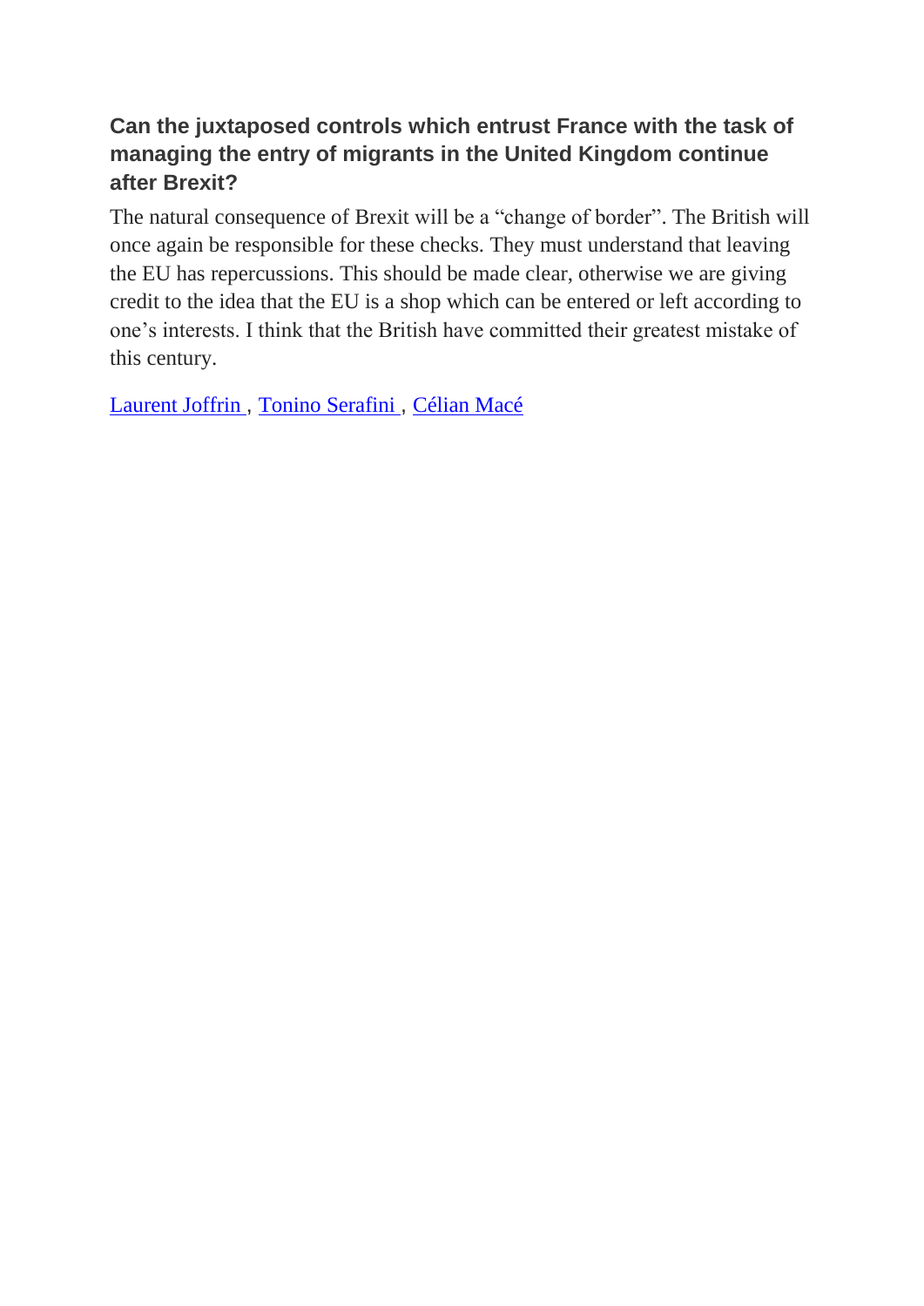**Can the juxtaposed controls which entrust France with the task of managing the entry of migrants in the United Kingdom continue after Brexit?**

The natural consequence of Brexit will be a "change of border". The British will once again be responsible for these checks. They must understand that leaving the EU has repercussions. This should be made clear, otherwise we are giving credit to the idea that the EU is a shop which can be entered or left according to one's interests. I think that the British have committed their greatest mistake of this century.

Laurent Joffrin , Tonino Serafini , Célian Macé